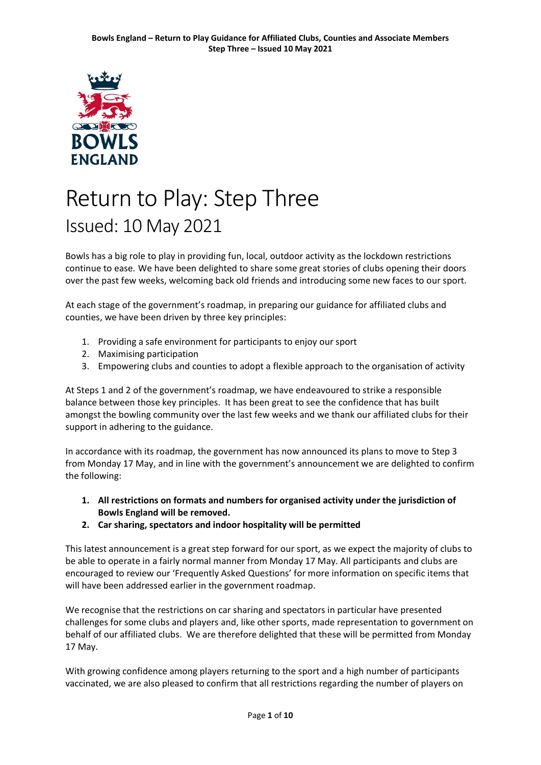# Return to Play: Step Three

## Issued: 10 May 2021

Bowls has a big role to play in providing fun, local, outdoor activity as the lockdown restrictions continue to ease. We have been delighted to share some great stories of clubs opening their doors over the past few weeks, welcoming back old friends and introducing some new faces to our sport.

At each stage of the government's roadmap, in preparing our guidance for affiliated clubs and counties, we have been driven by three key principles:

1. Providing a safe environment for participants to enjoy our sport
2. Maximising participation
3. Empowering clubs and counties to adopt a flexible approach to the organisation of activity

At Steps 1 and 2 of the government's roadmap, we have endeavoured to strike a responsible balance between those key principles. It has been great to see the confidence that has built amongst the bowling community over the last few weeks and we thank our affiliated clubs for their support in adhering to the guidance.

In accordance with its roadmap, the government has now announced its plans to move to Step 3 from Monday 17 May, and in line with the government's announcement we are delighted to confirm the following:

1. **All restrictions on formats and numbers for organised activity under the jurisdiction of Bowls England will be removed.**
2. **Car sharing, spectators and indoor hospitality will be permitted**

This latest announcement is a great step forward for our sport, as we expect the majority of clubs to be able to operate in a fairly normal manner from Monday 17 May. All participants and clubs are encouraged to review our 'Frequently Asked Questions' for more information on specific items that will have been addressed earlier in the government roadmap.

We recognise that the restrictions on car sharing and spectators in particular have presented challenges for some clubs and players and, like other sports, made representation to government on behalf of our affiliated clubs. We are therefore delighted that these will be permitted from Monday 17 May.

With growing confidence among players returning to the sport and a high number of participants vaccinated, we are also pleased to confirm that all restrictions regarding the number of players on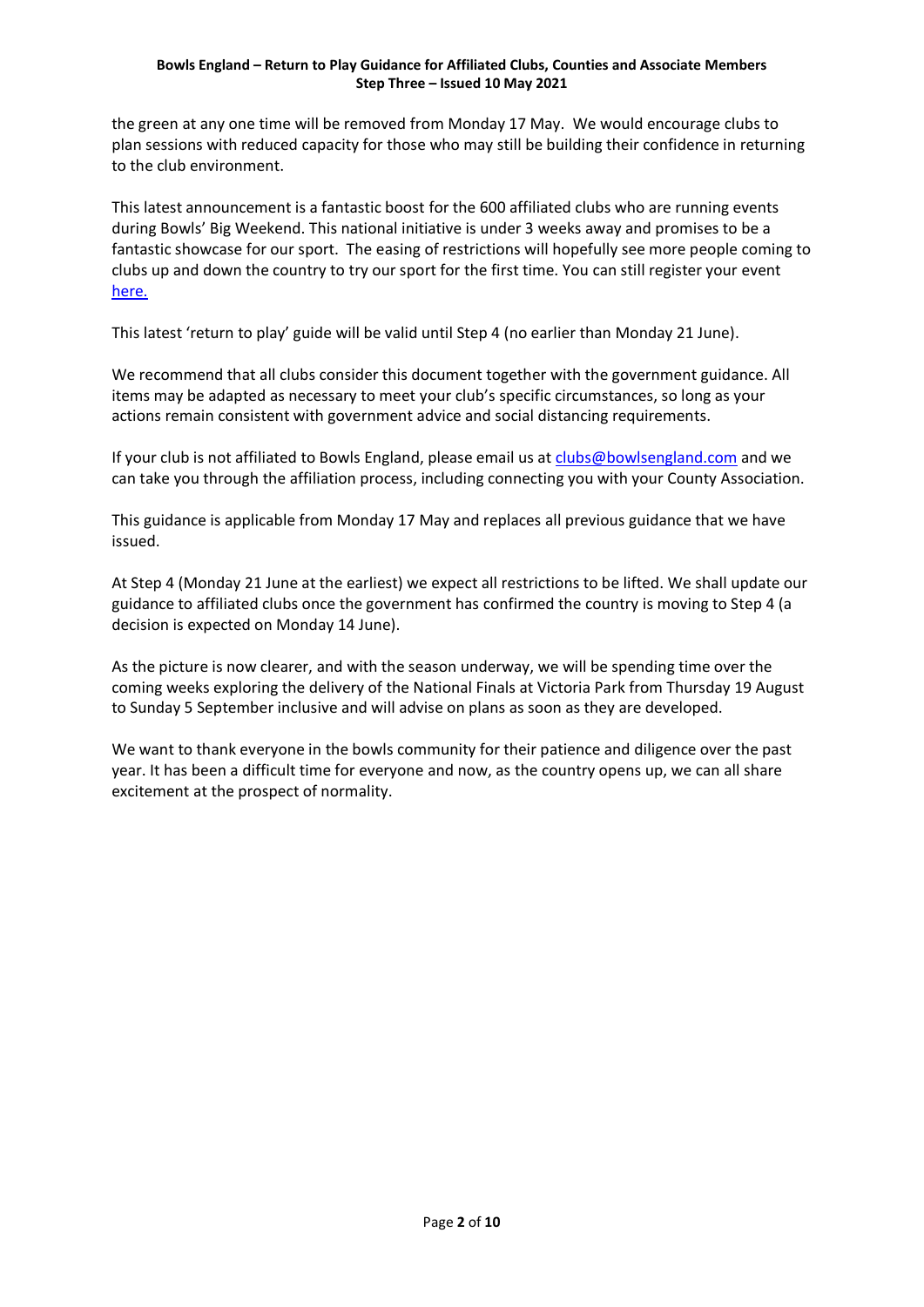the green at any one time will be removed from Monday 17 May. We would encourage clubs to plan sessions with reduced capacity for those who may still be building their confidence in returning to the club environment.

This latest announcement is a fantastic boost for the 600 affiliated clubs who are running events during Bowls' Big Weekend. This national initiative is under 3 weeks away and promises to be a fantastic showcase for our sport. The easing of restrictions will hopefully see more people coming to clubs up and down the country to try our sport for the first time. You can still register your event [here.]

This latest 'return to play' guide will be valid until Step 4 (no earlier than Monday 21 June).

We recommend that all clubs consider this document together with the government guidance. All items may be adapted as necessary to meet your club's specific circumstances, so long as your actions remain consistent with government advice and social distancing requirements.

If your club is not affiliated to Bowls England, please email us at clubs@bowlsengland.com and we can take you through the affiliation process, including connecting you with your County Association.

This guidance is applicable from Monday 17 May and replaces all previous guidance that we have issued.

At Step 4 (Monday 21 June at the earliest) we expect all restrictions to be lifted. We shall update our guidance to affiliated clubs once the government has confirmed the country is moving to Step 4 (a decision is expected on Monday 14 June).

As the picture is now clearer, and with the season underway, we will be spending time over the coming weeks exploring the delivery of the National Finals at Victoria Park from Thursday 19 August to Sunday 5 September inclusive and will advise on plans as soon as they are developed.

We want to thank everyone in the bowls community for their patience and diligence over the past year. It has been a difficult time for everyone and now, as the country opens up, we can all share excitement at the prospect of normality.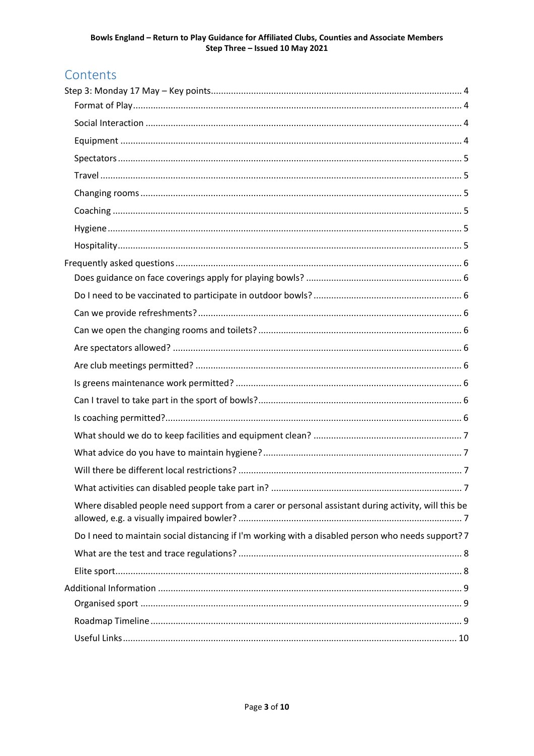# Contents

Step 3: Monday 17 May – Key points ........ 4
- Format of Play ........ 4
- Social Interaction ........ 4
- Equipment ........ 4
- Spectators ........ 5
- Travel ........ 5
- Changing rooms ........ 5
- Coaching ........ 5
- Hygiene ........ 5
- Hospitality ........ 5

Frequently asked questions ........ 6
- Does guidance on face coverings apply for playing bowls? ........ 6
- Do I need to be vaccinated to participate in outdoor bowls? ........ 6
- Can we provide refreshments? ........ 6
- Can we open the changing rooms and toilets? ........ 6
- Are spectators allowed? ........ 6
- Are club meetings permitted? ........ 6
- Is greens maintenance work permitted? ........ 6
- Can I travel to take part in the sport of bowls? ........ 6
- Is coaching permitted? ........ 6
- What should we do to keep facilities and equipment clean? ........ 7
- What advice do you have to maintain hygiene? ........ 7
- Will there be different local restrictions? ........ 7
- What activities can disabled people take part in? ........ 7
- Where disabled people need support from a carer or personal assistant during activity, will this be allowed, e.g. a visually impaired bowler? ........ 7
- Do I need to maintain social distancing if I'm working with a disabled person who needs support? 7
- What are the test and trace regulations? ........ 8
- Elite sport ........ 8

Additional Information ........ 9
- Organised sport ........ 9
- Roadmap Timeline ........ 9
- Useful Links ........ 10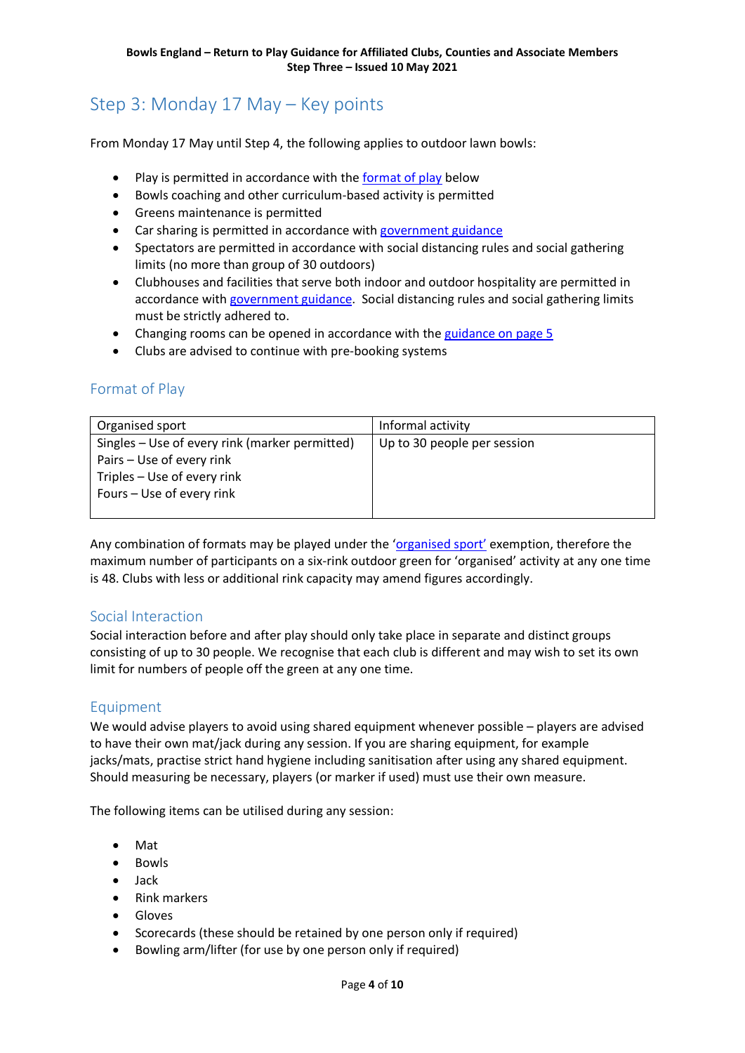## Step 3: Monday 17 May – Key points

From Monday 17 May until Step 4, the following applies to outdoor lawn bowls:

- Play is permitted in accordance with the format of play below
- Bowls coaching and other curriculum-based activity is permitted
- Greens maintenance is permitted
- Car sharing is permitted in accordance with government guidance
- Spectators are permitted in accordance with social distancing rules and social gathering limits (no more than group of 30 outdoors)
- Clubhouses and facilities that serve both indoor and outdoor hospitality are permitted in accordance with government guidance. Social distancing rules and social gathering limits must be strictly adhered to.
- Changing rooms can be opened in accordance with the guidance on page 5
- Clubs are advised to continue with pre-booking systems

### Format of Play

| Organised sport | Informal activity |
|---|---|
| Singles – Use of every rink (marker permitted)<br>Pairs – Use of every rink<br>Triples – Use of every rink<br>Fours – Use of every rink | Up to 30 people per session |

Any combination of formats may be played under the 'organised sport' exemption, therefore the maximum number of participants on a six-rink outdoor green for 'organised' activity at any one time is 48. Clubs with less or additional rink capacity may amend figures accordingly.

### Social Interaction

Social interaction before and after play should only take place in separate and distinct groups consisting of up to 30 people. We recognise that each club is different and may wish to set its own limit for numbers of people off the green at any one time.

### Equipment

We would advise players to avoid using shared equipment whenever possible – players are advised to have their own mat/jack during any session. If you are sharing equipment, for example jacks/mats, practise strict hand hygiene including sanitisation after using any shared equipment. Should measuring be necessary, players (or marker if used) must use their own measure.

The following items can be utilised during any session:

- Mat
- Bowls
- Jack
- Rink markers
- Gloves
- Scorecards (these should be retained by one person only if required)
- Bowling arm/lifter (for use by one person only if required)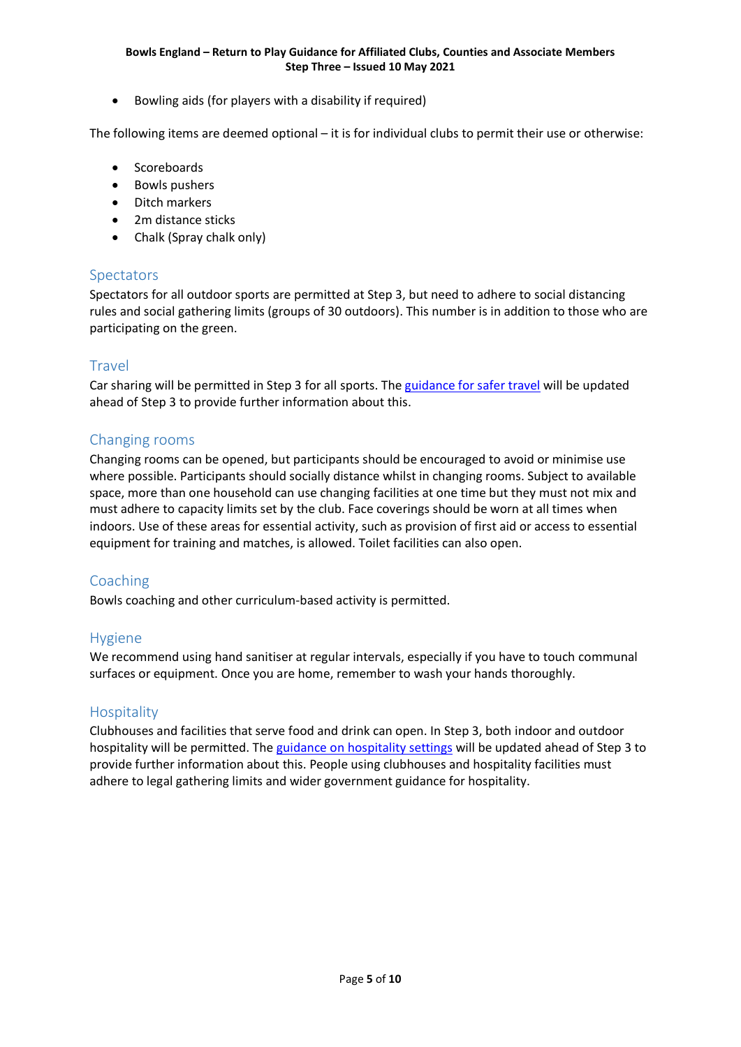- Bowling aids (for players with a disability if required)

The following items are deemed optional – it is for individual clubs to permit their use or otherwise:

- Scoreboards
- Bowls pushers
- Ditch markers
- 2m distance sticks
- Chalk (Spray chalk only)

## Spectators

Spectators for all outdoor sports are permitted at Step 3, but need to adhere to social distancing rules and social gathering limits (groups of 30 outdoors). This number is in addition to those who are participating on the green.

## Travel

Car sharing will be permitted in Step 3 for all sports. The guidance for safer travel will be updated ahead of Step 3 to provide further information about this.

## Changing rooms

Changing rooms can be opened, but participants should be encouraged to avoid or minimise use where possible. Participants should socially distance whilst in changing rooms. Subject to available space, more than one household can use changing facilities at one time but they must not mix and must adhere to capacity limits set by the club. Face coverings should be worn at all times when indoors. Use of these areas for essential activity, such as provision of first aid or access to essential equipment for training and matches, is allowed. Toilet facilities can also open.

## Coaching

Bowls coaching and other curriculum-based activity is permitted.

## Hygiene

We recommend using hand sanitiser at regular intervals, especially if you have to touch communal surfaces or equipment. Once you are home, remember to wash your hands thoroughly.

## Hospitality

Clubhouses and facilities that serve food and drink can open. In Step 3, both indoor and outdoor hospitality will be permitted. The guidance on hospitality settings will be updated ahead of Step 3 to provide further information about this. People using clubhouses and hospitality facilities must adhere to legal gathering limits and wider government guidance for hospitality.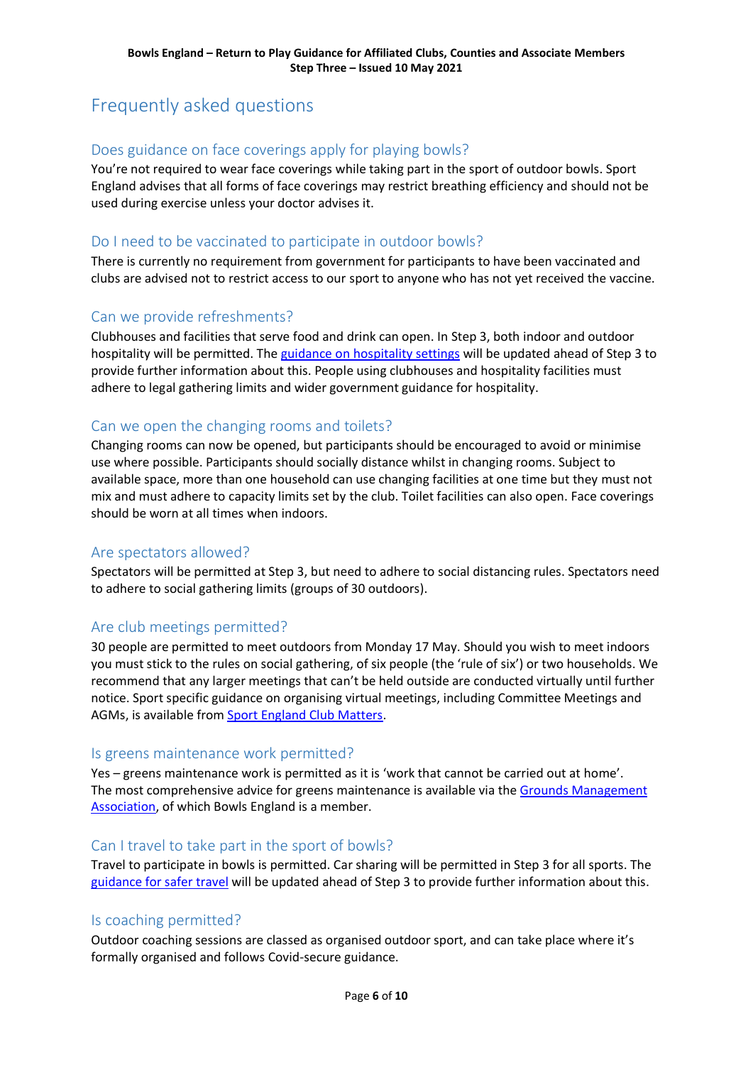## Frequently asked questions

### Does guidance on face coverings apply for playing bowls?

You're not required to wear face coverings while taking part in the sport of outdoor bowls. Sport England advises that all forms of face coverings may restrict breathing efficiency and should not be used during exercise unless your doctor advises it.

### Do I need to be vaccinated to participate in outdoor bowls?

There is currently no requirement from government for participants to have been vaccinated and clubs are advised not to restrict access to our sport to anyone who has not yet received the vaccine.

### Can we provide refreshments?

Clubhouses and facilities that serve food and drink can open. In Step 3, both indoor and outdoor hospitality will be permitted. The guidance on hospitality settings will be updated ahead of Step 3 to provide further information about this. People using clubhouses and hospitality facilities must adhere to legal gathering limits and wider government guidance for hospitality.

### Can we open the changing rooms and toilets?

Changing rooms can now be opened, but participants should be encouraged to avoid or minimise use where possible. Participants should socially distance whilst in changing rooms. Subject to available space, more than one household can use changing facilities at one time but they must not mix and must adhere to capacity limits set by the club. Toilet facilities can also open. Face coverings should be worn at all times when indoors.

### Are spectators allowed?

Spectators will be permitted at Step 3, but need to adhere to social distancing rules. Spectators need to adhere to social gathering limits (groups of 30 outdoors).

### Are club meetings permitted?

30 people are permitted to meet outdoors from Monday 17 May. Should you wish to meet indoors you must stick to the rules on social gathering, of six people (the 'rule of six') or two households. We recommend that any larger meetings that can't be held outside are conducted virtually until further notice. Sport specific guidance on organising virtual meetings, including Committee Meetings and AGMs, is available from Sport England Club Matters.

### Is greens maintenance work permitted?

Yes – greens maintenance work is permitted as it is 'work that cannot be carried out at home'. The most comprehensive advice for greens maintenance is available via the Grounds Management Association, of which Bowls England is a member.

### Can I travel to take part in the sport of bowls?

Travel to participate in bowls is permitted. Car sharing will be permitted in Step 3 for all sports. The guidance for safer travel will be updated ahead of Step 3 to provide further information about this.

### Is coaching permitted?

Outdoor coaching sessions are classed as organised outdoor sport, and can take place where it's formally organised and follows Covid-secure guidance.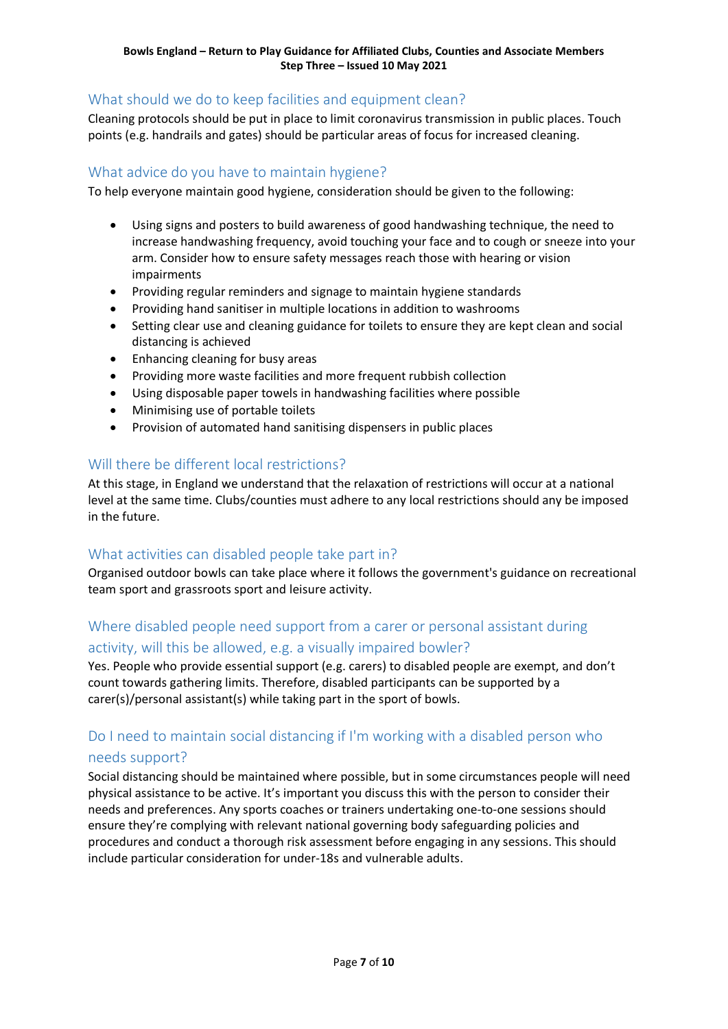## What should we do to keep facilities and equipment clean?

Cleaning protocols should be put in place to limit coronavirus transmission in public places. Touch points (e.g. handrails and gates) should be particular areas of focus for increased cleaning.

## What advice do you have to maintain hygiene?

To help everyone maintain good hygiene, consideration should be given to the following:

- Using signs and posters to build awareness of good handwashing technique, the need to increase handwashing frequency, avoid touching your face and to cough or sneeze into your arm. Consider how to ensure safety messages reach those with hearing or vision impairments
- Providing regular reminders and signage to maintain hygiene standards
- Providing hand sanitiser in multiple locations in addition to washrooms
- Setting clear use and cleaning guidance for toilets to ensure they are kept clean and social distancing is achieved
- Enhancing cleaning for busy areas
- Providing more waste facilities and more frequent rubbish collection
- Using disposable paper towels in handwashing facilities where possible
- Minimising use of portable toilets
- Provision of automated hand sanitising dispensers in public places

## Will there be different local restrictions?

At this stage, in England we understand that the relaxation of restrictions will occur at a national level at the same time. Clubs/counties must adhere to any local restrictions should any be imposed in the future.

## What activities can disabled people take part in?

Organised outdoor bowls can take place where it follows the government's guidance on recreational team sport and grassroots sport and leisure activity.

## Where disabled people need support from a carer or personal assistant during activity, will this be allowed, e.g. a visually impaired bowler?

Yes. People who provide essential support (e.g. carers) to disabled people are exempt, and don't count towards gathering limits. Therefore, disabled participants can be supported by a carer(s)/personal assistant(s) while taking part in the sport of bowls.

## Do I need to maintain social distancing if I'm working with a disabled person who needs support?

Social distancing should be maintained where possible, but in some circumstances people will need physical assistance to be active. It's important you discuss this with the person to consider their needs and preferences. Any sports coaches or trainers undertaking one-to-one sessions should ensure they're complying with relevant national governing body safeguarding policies and procedures and conduct a thorough risk assessment before engaging in any sessions. This should include particular consideration for under-18s and vulnerable adults.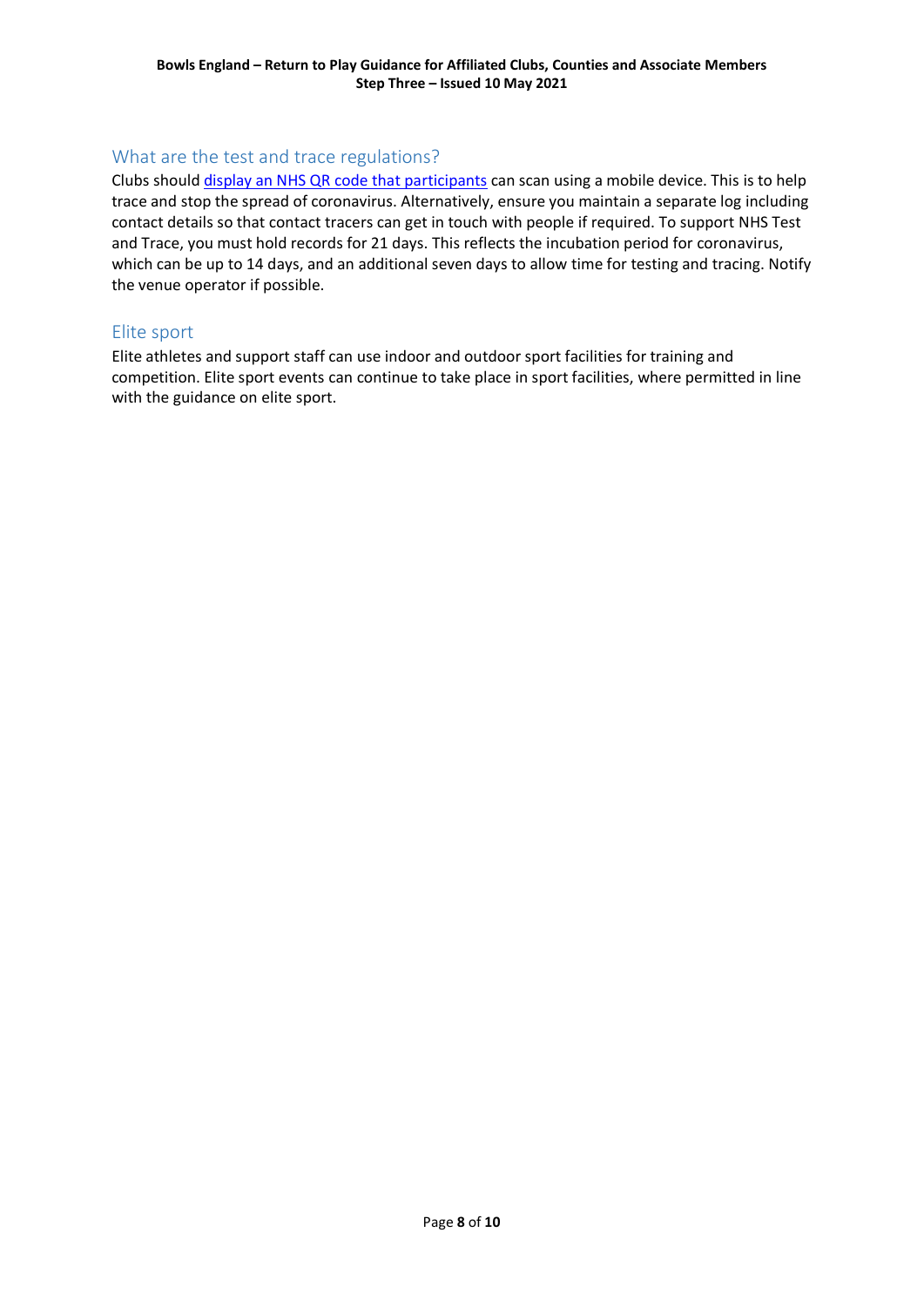## What are the test and trace regulations?

Clubs should [display an NHS QR code that participants](#) can scan using a mobile device. This is to help trace and stop the spread of coronavirus. Alternatively, ensure you maintain a separate log including contact details so that contact tracers can get in touch with people if required. To support NHS Test and Trace, you must hold records for 21 days. This reflects the incubation period for coronavirus, which can be up to 14 days, and an additional seven days to allow time for testing and tracing. Notify the venue operator if possible.

## Elite sport

Elite athletes and support staff can use indoor and outdoor sport facilities for training and competition. Elite sport events can continue to take place in sport facilities, where permitted in line with the guidance on elite sport.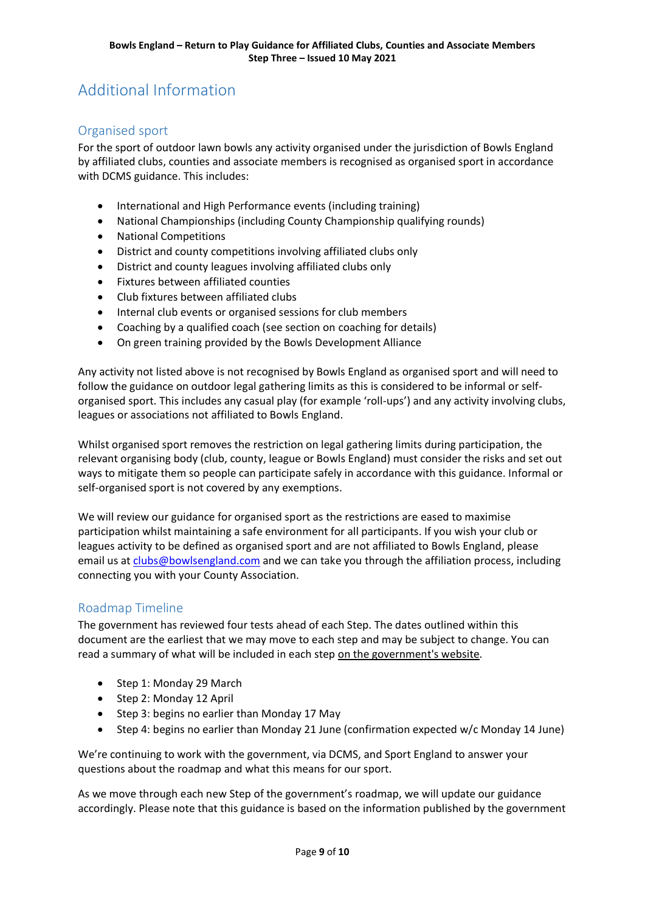# Additional Information

## Organised sport

For the sport of outdoor lawn bowls any activity organised under the jurisdiction of Bowls England by affiliated clubs, counties and associate members is recognised as organised sport in accordance with DCMS guidance. This includes:

- International and High Performance events (including training)
- National Championships (including County Championship qualifying rounds)
- National Competitions
- District and county competitions involving affiliated clubs only
- District and county leagues involving affiliated clubs only
- Fixtures between affiliated counties
- Club fixtures between affiliated clubs
- Internal club events or organised sessions for club members
- Coaching by a qualified coach (see section on coaching for details)
- On green training provided by the Bowls Development Alliance

Any activity not listed above is not recognised by Bowls England as organised sport and will need to follow the guidance on outdoor legal gathering limits as this is considered to be informal or self-organised sport. This includes any casual play (for example 'roll-ups') and any activity involving clubs, leagues or associations not affiliated to Bowls England.

Whilst organised sport removes the restriction on legal gathering limits during participation, the relevant organising body (club, county, league or Bowls England) must consider the risks and set out ways to mitigate them so people can participate safely in accordance with this guidance. Informal or self-organised sport is not covered by any exemptions.

We will review our guidance for organised sport as the restrictions are eased to maximise participation whilst maintaining a safe environment for all participants. If you wish your club or leagues activity to be defined as organised sport and are not affiliated to Bowls England, please email us at clubs@bowlsengland.com and we can take you through the affiliation process, including connecting you with your County Association.

## Roadmap Timeline

The government has reviewed four tests ahead of each Step. The dates outlined within this document are the earliest that we may move to each step and may be subject to change. You can read a summary of what will be included in each step on the government's website.

- Step 1: Monday 29 March
- Step 2: Monday 12 April
- Step 3: begins no earlier than Monday 17 May
- Step 4: begins no earlier than Monday 21 June (confirmation expected w/c Monday 14 June)

We're continuing to work with the government, via DCMS, and Sport England to answer your questions about the roadmap and what this means for our sport.

As we move through each new Step of the government's roadmap, we will update our guidance accordingly. Please note that this guidance is based on the information published by the government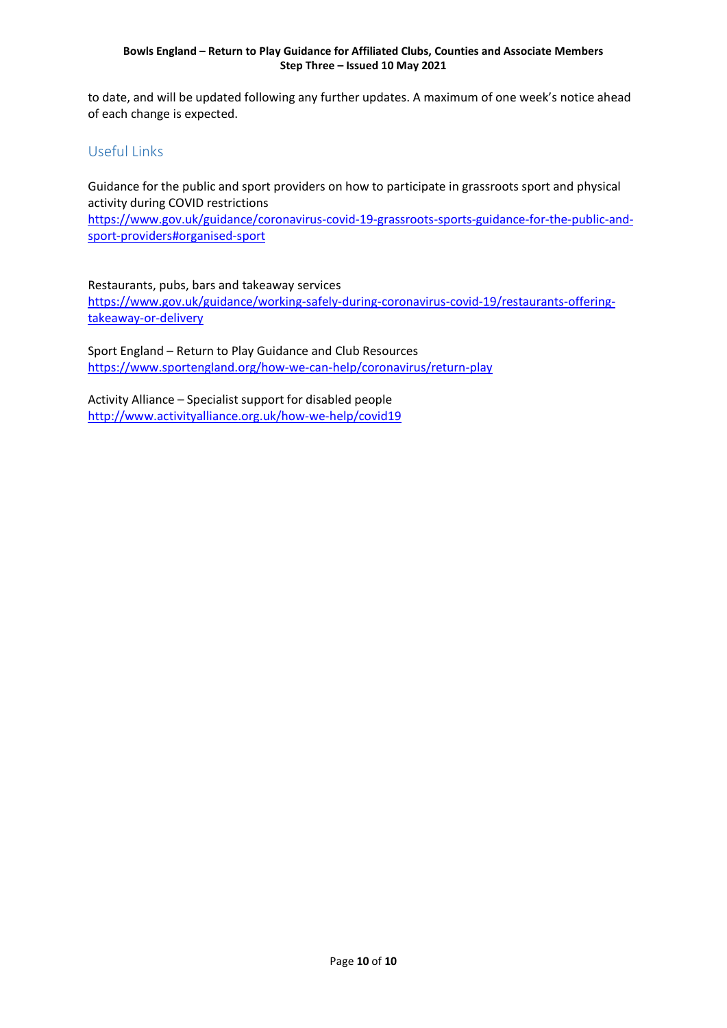to date, and will be updated following any further updates. A maximum of one week's notice ahead of each change is expected.

## Useful Links

Guidance for the public and sport providers on how to participate in grassroots sport and physical activity during COVID restrictions
https://www.gov.uk/guidance/coronavirus-covid-19-grassroots-sports-guidance-for-the-public-and-sport-providers#organised-sport

Restaurants, pubs, bars and takeaway services
https://www.gov.uk/guidance/working-safely-during-coronavirus-covid-19/restaurants-offering-takeaway-or-delivery

Sport England – Return to Play Guidance and Club Resources
https://www.sportengland.org/how-we-can-help/coronavirus/return-play

Activity Alliance – Specialist support for disabled people
http://www.activityalliance.org.uk/how-we-help/covid19